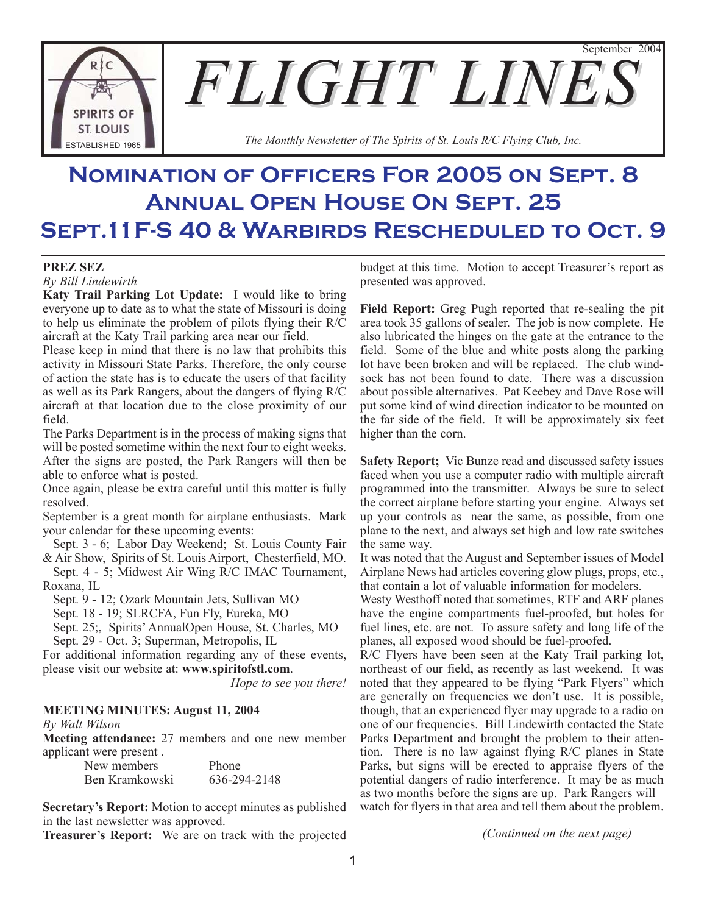# FLIGHT LINES

September 2004

*The Monthly Newsletter of The Spirits of St. Louis R/C Flying Club, Inc.*

R/C SPIRITS OF ST. LOUIS ESTABLISHED 1965

## Nomination of Officers For 2005 on Sept. 8
## Annual Open House On Sept. 25
## Sept.11F-S 40 & Warbirds Rescheduled to Oct. 9

**PREZ SEZ**

*By Bill Lindewirth*

**Katy Trail Parking Lot Update:** I would like to bring everyone up to date as to what the state of Missouri is doing to help us eliminate the problem of pilots flying their R/C aircraft at the Katy Trail parking area near our field.

Please keep in mind that there is no law that prohibits this activity in Missouri State Parks. Therefore, the only course of action the state has is to educate the users of that facility as well as its Park Rangers, about the dangers of flying R/C aircraft at that location due to the close proximity of our field.

The Parks Department is in the process of making signs that will be posted sometime within the next four to eight weeks. After the signs are posted, the Park Rangers will then be able to enforce what is posted.

Once again, please be extra careful until this matter is fully resolved.

September is a great month for airplane enthusiasts. Mark your calendar for these upcoming events:

Sept. 3 - 6; Labor Day Weekend; St. Louis County Fair & Air Show, Spirits of St. Louis Airport, Chesterfield, MO.

Sept. 4 - 5; Midwest Air Wing R/C IMAC Tournament, Roxana, IL

Sept. 9 - 12; Ozark Mountain Jets, Sullivan MO

Sept. 18 - 19; SLRCFA, Fun Fly, Eureka, MO

Sept. 25;, Spirits' AnnualOpen House, St. Charles, MO

Sept. 29 - Oct. 3; Superman, Metropolis, IL

For additional information regarding any of these events, please visit our website at: **www.spiritofstl.com**.

*Hope to see you there!*

**MEETING MINUTES: August 11, 2004**

*By Walt Wilson*

**Meeting attendance:** 27 members and one new member applicant were present .

| New members | Phone |
|---|---|
| Ben Kramkowski | 636-294-2148 |

**Secretary's Report:** Motion to accept minutes as published in the last newsletter was approved.

**Treasurer's Report:** We are on track with the projected budget at this time. Motion to accept Treasurer's report as presented was approved.

**Field Report:** Greg Pugh reported that re-sealing the pit area took 35 gallons of sealer. The job is now complete. He also lubricated the hinges on the gate at the entrance to the field. Some of the blue and white posts along the parking lot have been broken and will be replaced. The club windsock has not been found to date. There was a discussion about possible alternatives. Pat Keebey and Dave Rose will put some kind of wind direction indicator to be mounted on the far side of the field. It will be approximately six feet higher than the corn.

**Safety Report;** Vic Bunze read and discussed safety issues faced when you use a computer radio with multiple aircraft programmed into the transmitter. Always be sure to select the correct airplane before starting your engine. Always set up your controls as near the same, as possible, from one plane to the next, and always set high and low rate switches the same way.

It was noted that the August and September issues of Model Airplane News had articles covering glow plugs, props, etc., that contain a lot of valuable information for modelers.

Westy Westhoff noted that sometimes, RTF and ARF planes have the engine compartments fuel-proofed, but holes for fuel lines, etc. are not. To assure safety and long life of the planes, all exposed wood should be fuel-proofed.

R/C Flyers have been seen at the Katy Trail parking lot, northeast of our field, as recently as last weekend. It was noted that they appeared to be flying "Park Flyers" which are generally on frequencies we don't use. It is possible, though, that an experienced flyer may upgrade to a radio on one of our frequencies. Bill Lindewirth contacted the State Parks Department and brought the problem to their attention. There is no law against flying R/C planes in State Parks, but signs will be erected to appraise flyers of the potential dangers of radio interference. It may be as much as two months before the signs are up. Park Rangers will watch for flyers in that area and tell them about the problem.

*(Continued on the next page)*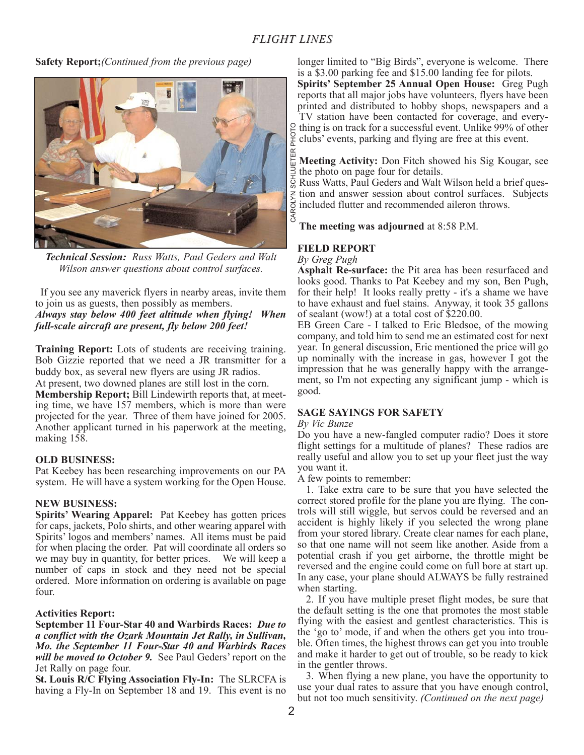**Safety Report;***(Continued from the previous page)*

***Technical Session:*** *Russ Watts, Paul Geders and Walt Wilson answer questions about control surfaces.*

CAROLYN SCHLUETER PHOTO

If you see any maverick flyers in nearby areas, invite them to join us as guests, then possibly as members.
***Always stay below 400 feet altitude when flying! When full-scale aircraft are present, fly below 200 feet!***

**Training Report:** Lots of students are receiving training. Bob Gizzie reported that we need a JR transmitter for a buddy box, as several new flyers are using JR radios.
At present, two downed planes are still lost in the corn.
**Membership Report;** Bill Lindewirth reports that, at meeting time, we have 157 members, which is more than were projected for the year. Three of them have joined for 2005. Another applicant turned in his paperwork at the meeting, making 158.

**OLD BUSINESS:**
Pat Keebey has been researching improvements on our PA system. He will have a system working for the Open House.

**NEW BUSINESS:**
**Spirits' Wearing Apparel:** Pat Keebey has gotten prices for caps, jackets, Polo shirts, and other wearing apparel with Spirits' logos and members' names. All items must be paid for when placing the order. Pat will coordinate all orders so we may buy in quantity, for better prices. We will keep a number of caps in stock and they need not be special ordered. More information on ordering is available on page four.

**Activities Report:**
**September 11 Four-Star 40 and Warbirds Races:** ***Due to a conflict with the Ozark Mountain Jet Rally, in Sullivan, Mo. the September 11 Four-Star 40 and Warbirds Races will be moved to October 9.*** See Paul Geders' report on the Jet Rally on page four.
**St. Louis R/C Flying Association Fly-In:** The SLRCFA is having a Fly-In on September 18 and 19. This event is no longer limited to "Big Birds", everyone is welcome. There is a $3.00 parking fee and $15.00 landing fee for pilots.
**Spirits' September 25 Annual Open House:** Greg Pugh reports that all major jobs have volunteers, flyers have been printed and distributed to hobby shops, newspapers and a TV station have been contacted for coverage, and everything is on track for a successful event. Unlike 99% of other clubs' events, parking and flying are free at this event.

**Meeting Activity:** Don Fitch showed his Sig Kougar, see the photo on page four for details.
Russ Watts, Paul Geders and Walt Wilson held a brief question and answer session about control surfaces. Subjects included flutter and recommended aileron throws.

**The meeting was adjourned** at 8:58 P.M.

**FIELD REPORT**
*By Greg Pugh*
**Asphalt Re-surface:** the Pit area has been resurfaced and looks good. Thanks to Pat Keebey and my son, Ben Pugh, for their help! It looks really pretty - it's a shame we have to have exhaust and fuel stains. Anyway, it took 35 gallons of sealant (wow!) at a total cost of $220.00.
EB Green Care - I talked to Eric Bledsoe, of the mowing company, and told him to send me an estimated cost for next year. In general discussion, Eric mentioned the price will go up nominally with the increase in gas, however I got the impression that he was generally happy with the arrangement, so I'm not expecting any significant jump - which is good.

**SAGE SAYINGS FOR SAFETY**
*By Vic Bunze*
Do you have a new-fangled computer radio? Does it store flight settings for a multitude of planes? These radios are really useful and allow you to set up your fleet just the way you want it.
A few points to remember:

1. Take extra care to be sure that you have selected the correct stored profile for the plane you are flying. The controls will still wiggle, but servos could be reversed and an accident is highly likely if you selected the wrong plane from your stored library. Create clear names for each plane, so that one name will not seem like another. Aside from a potential crash if you get airborne, the throttle might be reversed and the engine could come on full bore at start up. In any case, your plane should ALWAYS be fully restrained when starting.

2. If you have multiple preset flight modes, be sure that the default setting is the one that promotes the most stable flying with the easiest and gentlest characteristics. This is the 'go to' mode, if and when the others get you into trouble. Often times, the highest throws can get you into trouble and make it harder to get out of trouble, so be ready to kick in the gentler throws.

3. When flying a new plane, you have the opportunity to use your dual rates to assure that you have enough control, but not too much sensitivity. *(Continued on the next page)*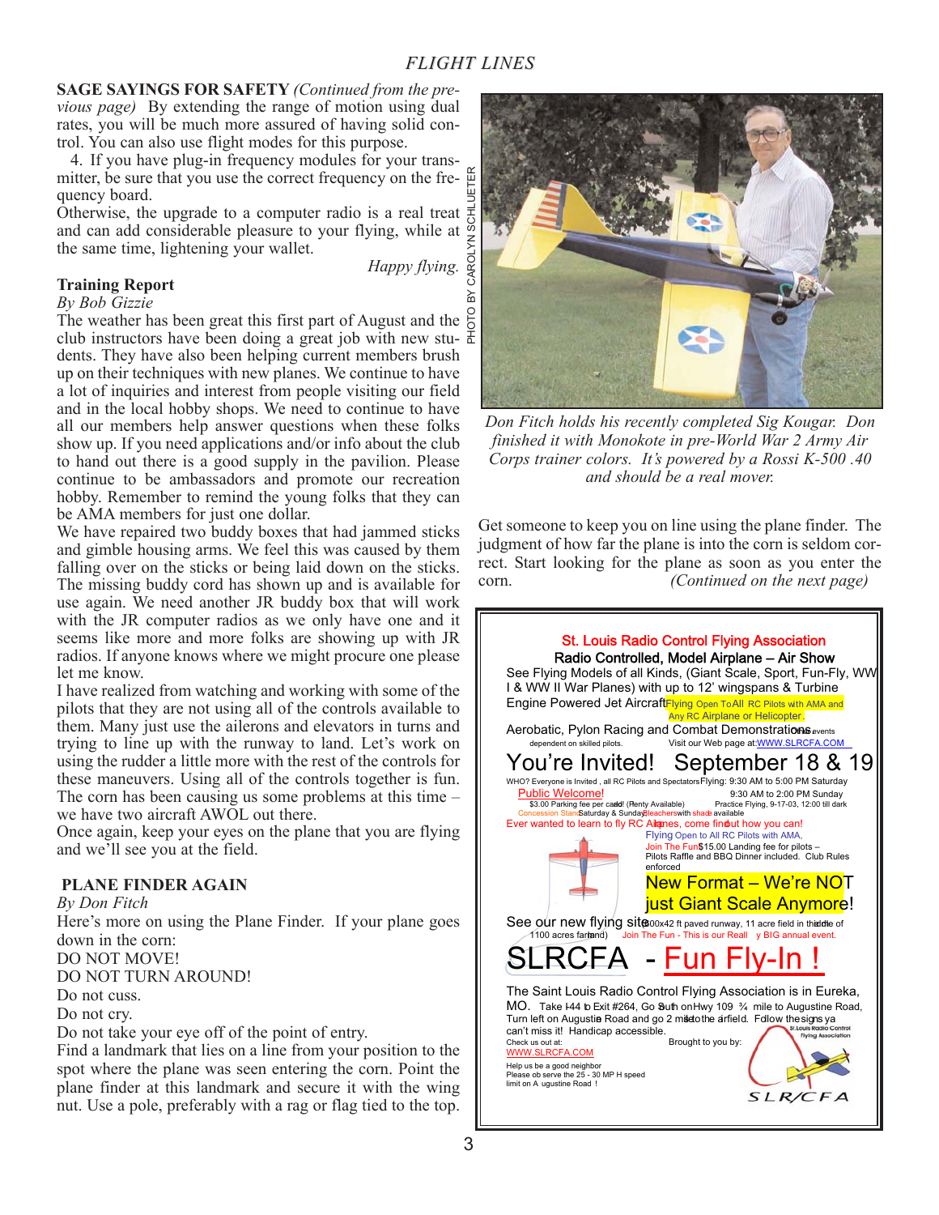**SAGE SAYINGS FOR SAFETY** *(Continued from the previous page)* By extending the range of motion using dual rates, you will be much more assured of having solid control. You can also use flight modes for this purpose.

4. If you have plug-in frequency modules for your transmitter, be sure that you use the correct frequency on the frequency board.

Otherwise, the upgrade to a computer radio is a real treat and can add considerable pleasure to your flying, while at the same time, lightening your wallet.

*Happy flying.*

## Training Report

*By Bob Gizzie*

The weather has been great this first part of August and the club instructors have been doing a great job with new students. They have also been helping current members brush up on their techniques with new planes. We continue to have a lot of inquiries and interest from people visiting our field and in the local hobby shops. We need to continue to have all our members help answer questions when these folks show up. If you need applications and/or info about the club to hand out there is a good supply in the pavilion. Please continue to be ambassadors and promote our recreation hobby. Remember to remind the young folks that they can be AMA members for just one dollar.

We have repaired two buddy boxes that had jammed sticks and gimble housing arms. We feel this was caused by them falling over on the sticks or being laid down on the sticks. The missing buddy cord has shown up and is available for use again. We need another JR buddy box that will work with the JR computer radios as we only have one and it seems like more and more folks are showing up with JR radios. If anyone knows where we might procure one please let me know.

I have realized from watching and working with some of the pilots that they are not using all of the controls available to them. Many just use the ailerons and elevators in turns and trying to line up with the runway to land. Let's work on using the rudder a little more with the rest of the controls for these maneuvers. Using all of the controls together is fun. The corn has been causing us some problems at this time – we have two aircraft AWOL out there.

Once again, keep your eyes on the plane that you are flying and we'll see you at the field.

## PLANE FINDER AGAIN

*By Don Fitch*

Here's more on using the Plane Finder. If your plane goes down in the corn:

DO NOT MOVE!

DO NOT TURN AROUND!

Do not cuss.

Do not cry.

Do not take your eye off of the point of entry.

Find a landmark that lies on a line from your position to the spot where the plane was seen entering the corn. Point the plane finder at this landmark and secure it with the wing nut. Use a pole, preferably with a rag or flag tied to the top. Get someone to keep you on line using the plane finder. The judgment of how far the plane is into the corn is seldom correct. Start looking for the plane as soon as you enter the corn. *(Continued on the next page)*

PHOTO BY CAROLYN SCHLUETER

*Don Fitch holds his recently completed Sig Kougar. Don finished it with Monokote in pre-World War 2 Army Air Corps trainer colors. It's powered by a Rossi K-500 .40 and should be a real mover.*

---

**St. Louis Radio Control Flying Association**

**Radio Controlled, Model Airplane – Air Show**

See Flying Models of all Kinds, (Giant Scale, Sport, Fun-Fly, WW I & WW II War Planes) with up to 12' wingspans & Turbine Engine Powered Jet Aircraft. Flying Open To All RC Pilots with AMA and Any RC Airplane or Helicopter.

Aerobatic, Pylon Racing and Combat Demonstrations - events dependent on skilled pilots. Visit our Web page at: WWW.SLRCFA.COM

# You're Invited! September 18 & 19

WHO? Everyone is Invited, all RC Pilots and Spectators. Flying: 9:30 AM to 5:00 PM Saturday, 9:30 AM to 2:00 PM Sunday

Public Welcome! $3.00 Parking fee per car. Plenty Available. Practice Flying, 9-17-03, 12:00 till dark

Concession Stand Saturday & Sunday. Bleachers with shade available

Ever wanted to learn to fly RC Airplanes, come find out how you can!

Flying Open to All RC Pilots with AMA.

Join The Fun $15.00 Landing fee for pilots – Pilots Raffle and BBQ Dinner included. Club Rules enforced

**New Format – We're NOT just Giant Scale Anymore!**

See our new flying site 600x42 ft paved runway, 11 acre field in the middle of 1100 acres farmland. Join The Fun - This is our Really BIG annual event.

# SLRCFA - Fun Fly-In !

The Saint Louis Radio Control Flying Association is in Eureka, MO. Take I-44 to Exit #264, Go South on Hwy 109 ¾ mile to Augustine Road, Turn left on Augustine Road and go 2 miles to the airfield. Follow the signs ya can't miss it! Handicap accessible.

Check us out at: WWW.SLRCFA.COM

Brought to you by: St. Louis Radio Control Flying Association SLRCFA

Help us be a good neighbor. Please observe the 25 - 30 MPH speed limit on Augustine Road !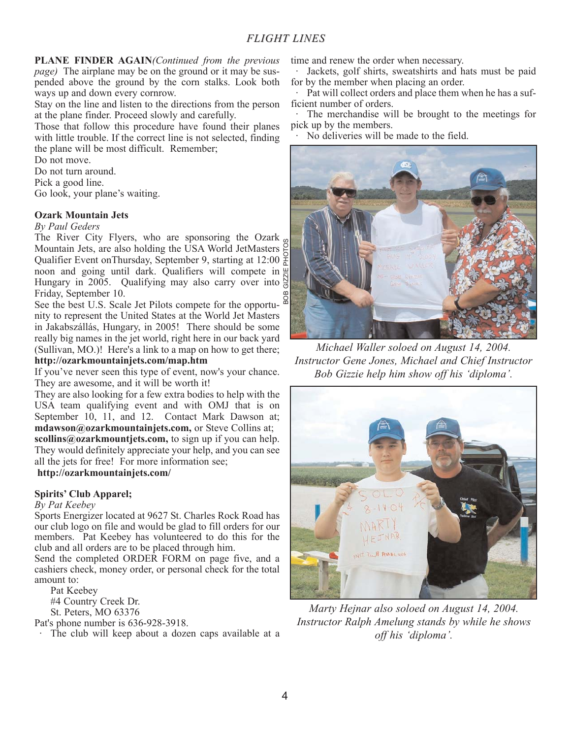**PLANE FINDER AGAIN***(Continued from the previous page)* The airplane may be on the ground or it may be suspended above the ground by the corn stalks. Look both ways up and down every cornrow.

Stay on the line and listen to the directions from the person at the plane finder. Proceed slowly and carefully.

Those that follow this procedure have found their planes with little trouble. If the correct line is not selected, finding the plane will be most difficult. Remember;

Do not move.

Do not turn around.

Pick a good line.

Go look, your plane's waiting.

**Ozark Mountain Jets**

*By Paul Geders*

The River City Flyers, who are sponsoring the Ozark Mountain Jets, are also holding the USA World JetMasters Qualifier Event onThursday, September 9, starting at 12:00 noon and going until dark. Qualifiers will compete in Hungary in 2005. Qualifying may also carry over into Friday, September 10.

See the best U.S. Scale Jet Pilots compete for the opportunity to represent the United States at the World Jet Masters in Jakabszállás, Hungary, in 2005! There should be some really big names in the jet world, right here in our back yard (Sullivan, MO.)! Here's a link to a map on how to get there; **http://ozarkmountainjets.com/map.htm**

If you've never seen this type of event, now's your chance. They are awesome, and it will be worth it!

They are also looking for a few extra bodies to help with the USA team qualifying event and with OMJ that is on September 10, 11, and 12. Contact Mark Dawson at; **mdawson@ozarkmountainjets.com,** or Steve Collins at; **scollins@ozarkmountjets.com,** to sign up if you can help. They would definitely appreciate your help, and you can see all the jets for free! For more information see;

**http://ozarkmountainjets.com/**

**Spirits' Club Apparel;**

*By Pat Keebey*

Sports Energizer located at 9627 St. Charles Rock Road has our club logo on file and would be glad to fill orders for our members. Pat Keebey has volunteered to do this for the club and all orders are to be placed through him.

Send the completed ORDER FORM on page five, and a cashiers check, money order, or personal check for the total amount to:

Pat Keebey
#4 Country Creek Dr.
St. Peters, MO 63376

Pat's phone number is 636-928-3918.

- The club will keep about a dozen caps available at a time and renew the order when necessary.
- Jackets, golf shirts, sweatshirts and hats must be paid for by the member when placing an order.
- Pat will collect orders and place them when he has a sufficient number of orders.
- The merchandise will be brought to the meetings for pick up by the members.
- No deliveries will be made to the field.

BOB GIZZIE PHOTOS

*Michael Waller soloed on August 14, 2004. Instructor Gene Jones, Michael and Chief Instructor Bob Gizzie help him show off his 'diploma'.*

*Marty Hejnar also soloed on August 14, 2004. Instructor Ralph Amelung stands by while he shows off his 'diploma'.*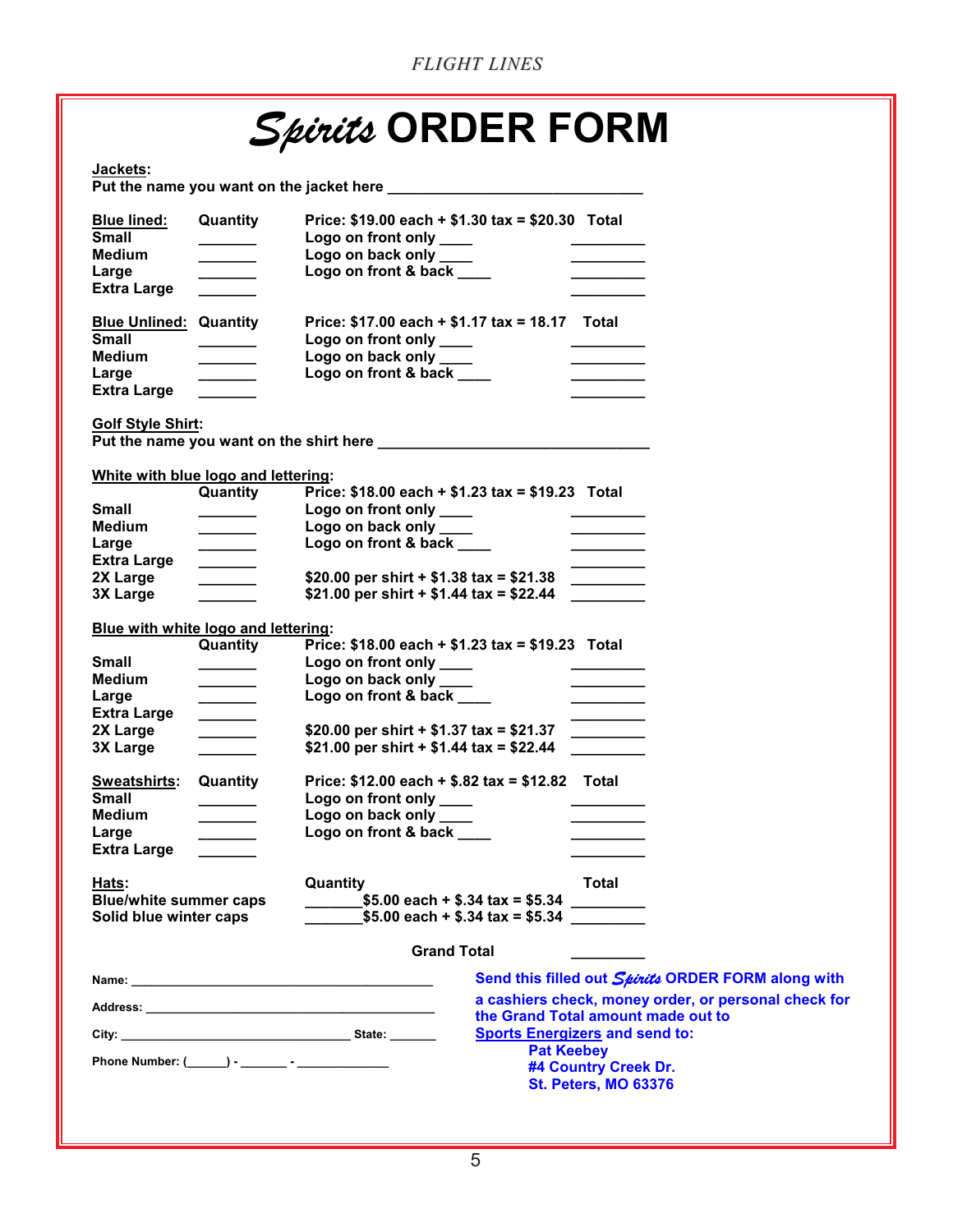# *Spirits* ORDER FORM

**Jackets:**
**Put the name you want on the jacket here** ______________________________

| **Blue lined:** | **Quantity** | **Price: $19.00 each + $1.30 tax = $20.30** | **Total** |
|---|---|---|---|
| **Small** | _______ | **Logo on front only** ____ | _________ |
| **Medium** | _______ | **Logo on back only** ____ | _________ |
| **Large** | _______ | **Logo on front & back** ____ | _________ |
| **Extra Large** | _______ | | _________ |

| **Blue Unlined:** | **Quantity** | **Price: $17.00 each + $1.17 tax = 18.17** | **Total** |
|---|---|---|---|
| **Small** | _______ | **Logo on front only** ____ | _________ |
| **Medium** | _______ | **Logo on back only** ____ | _________ |
| **Large** | _______ | **Logo on front & back** ____ | _________ |
| **Extra Large** | _______ | | _________ |

**Golf Style Shirt:**
**Put the name you want on the shirt here** ________________________________

**White with blue logo and lettering:**

| | **Quantity** | **Price: $18.00 each + $1.23 tax = $19.23** | **Total** |
|---|---|---|---|
| **Small** | _______ | **Logo on front only** ____ | _________ |
| **Medium** | _______ | **Logo on back only** ____ | _________ |
| **Large** | _______ | **Logo on front & back** ____ | _________ |
| **Extra Large** | _______ | | _________ |
| **2X Large** | _______ | **$20.00 per shirt + $1.38 tax = $21.38** | _________ |
| **3X Large** | _______ | **$21.00 per shirt + $1.44 tax = $22.44** | _________ |

**Blue with white logo and lettering:**

| | **Quantity** | **Price: $18.00 each + $1.23 tax = $19.23** | **Total** |
|---|---|---|---|
| **Small** | _______ | **Logo on front only** ____ | _________ |
| **Medium** | _______ | **Logo on back only** ____ | _________ |
| **Large** | _______ | **Logo on front & back** ____ | _________ |
| **Extra Large** | _______ | | _________ |
| **2X Large** | _______ | **$20.00 per shirt + $1.37 tax = $21.37** | _________ |
| **3X Large** | _______ | **$21.00 per shirt + $1.44 tax = $22.44** | _________ |

| **Sweatshirts:** | **Quantity** | **Price: $12.00 each + $.82 tax = $12.82** | **Total** |
|---|---|---|---|
| **Small** | _______ | **Logo on front only** ____ | _________ |
| **Medium** | _______ | **Logo on back only** ____ | _________ |
| **Large** | _______ | **Logo on front & back** ____ | _________ |
| **Extra Large** | _______ | | _________ |

| **Hats:** | **Quantity** | **Total** |
|---|---|---|
| **Blue/white summer caps** | _______ **$5.00 each + $.34 tax = $5.34** | _________ |
| **Solid blue winter caps** | _______ **$5.00 each + $.34 tax = $5.34** | _________ |

**Grand Total** _________

**Name:** ____________________________________________

**Address:** __________________________________________

**City:** _________________________________ **State:** _______

**Phone Number:** (______) - _______ - _____________

**Send this filled out *Spirits* ORDER FORM along with a cashiers check, money order, or personal check for the Grand Total amount made out to Sports Energizers and send to:**

**Pat Keebey**
**#4 Country Creek Dr.**
**St. Peters, MO 63376**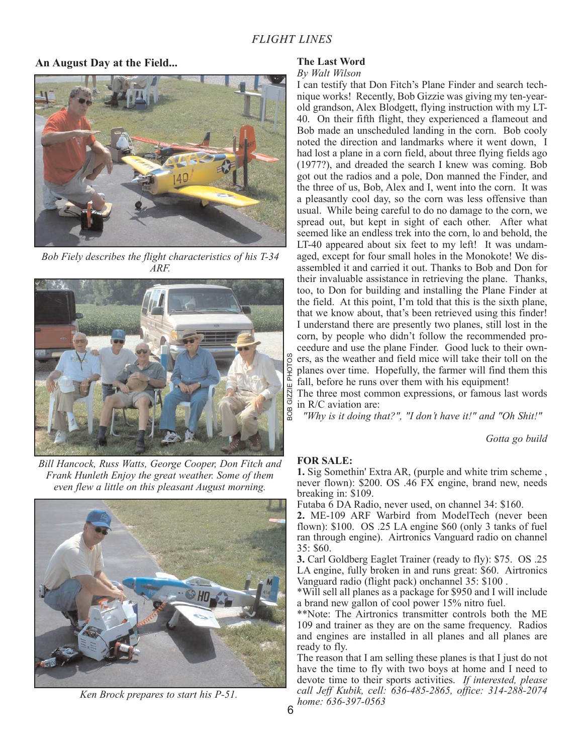## An August Day at the Field...

*Bob Fiely describes the flight characteristics of his T-34 ARF.*

*Bill Hancock, Russ Watts, George Cooper, Don Fitch and Frank Hunleth Enjoy the great weather. Some of them even flew a little on this pleasant August morning.*

*Ken Brock prepares to start his P-51.*

BOB GIZZIE PHOTOS

## The Last Word

*By Walt Wilson*

I can testify that Don Fitch's Plane Finder and search technique works! Recently, Bob Gizzie was giving my ten-year-old grandson, Alex Blodgett, flying instruction with my LT-40. On their fifth flight, they experienced a flameout and Bob made an unscheduled landing in the corn. Bob cooly noted the direction and landmarks where it went down, I had lost a plane in a corn field, about three flying fields ago (1977?), and dreaded the search I knew was coming. Bob got out the radios and a pole, Don manned the Finder, and the three of us, Bob, Alex and I, went into the corn. It was a pleasantly cool day, so the corn was less offensive than usual. While being careful to do no damage to the corn, we spread out, but kept in sight of each other. After what seemed like an endless trek into the corn, lo and behold, the LT-40 appeared about six feet to my left! It was undamaged, except for four small holes in the Monokote! We disassembled it and carried it out. Thanks to Bob and Don for their invaluable assistance in retrieving the plane. Thanks, too, to Don for building and installing the Plane Finder at the field. At this point, I'm told that this is the sixth plane, that we know about, that's been retrieved using this finder! I understand there are presently two planes, still lost in the corn, by people who didn't follow the recommended proceedure and use the plane Finder. Good luck to their owners, as the weather and field mice will take their toll on the planes over time. Hopefully, the farmer will find them this fall, before he runs over them with his equipment!

The three most common expressions, or famous last words in R/C aviation are:

*"Why is it doing that?", "I don't have it!" and "Oh Shit!"*

*Gotta go build*

### FOR SALE:

**1.** Sig Somethin' Extra AR, (purple and white trim scheme , never flown): $200. OS .46 FX engine, brand new, needs breaking in: $109.

Futaba 6 DA Radio, never used, on channel 34: $160.

**2.** ME-109 ARF Warbird from ModelTech (never been flown): $100. OS .25 LA engine $60 (only 3 tanks of fuel ran through engine). Airtronics Vanguard radio on channel 35: $60.

**3.** Carl Goldberg Eaglet Trainer (ready to fly): $75. OS .25 LA engine, fully broken in and runs great: $60. Airtronics Vanguard radio (flight pack) onchannel 35: $100 .

*Will sell all planes as a package for $950 and I will include a brand new gallon of cool power 15% nitro fuel.

**Note: The Airtronics transmitter controls both the ME 109 and trainer as they are on the same frequency. Radios and engines are installed in all planes and all planes are ready to fly.

The reason that I am selling these planes is that I just do not have the time to fly with two boys at home and I need to devote time to their sports activities. *If interested, please call Jeff Kubik, cell: 636-485-2865, office: 314-288-2074 home: 636-397-0563*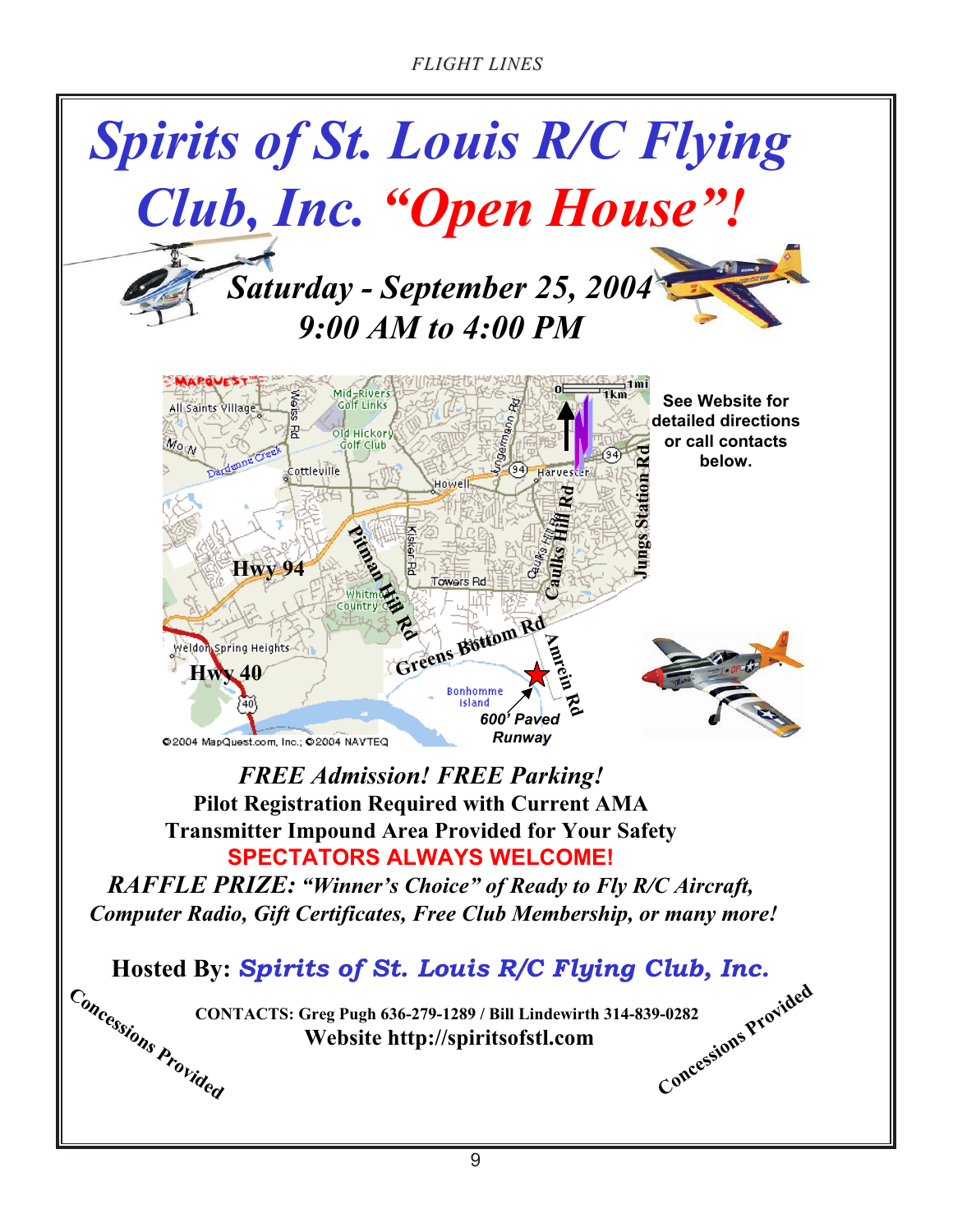# *Spirits of St. Louis R/C Flying Club, Inc. "Open House"!*

## *Saturday - September 25, 2004*
## *9:00 AM to 4:00 PM*

See Website for detailed directions or call contacts below.

*FREE Admission! FREE Parking!*

**Pilot Registration Required with Current AMA**

**Transmitter Impound Area Provided for Your Safety**

**SPECTATORS ALWAYS WELCOME!**

***RAFFLE PRIZE: "Winner's Choice" of Ready to Fly R/C Aircraft, Computer Radio, Gift Certificates, Free Club Membership, or many more!***

**Hosted By:** ***Spirits of St. Louis R/C Flying Club, Inc.***

**CONTACTS: Greg Pugh 636-279-1289 / Bill Lindewirth 314-839-0282**

**Website http://spiritsofstl.com**

**Concessions Provided**

**Concessions Provided**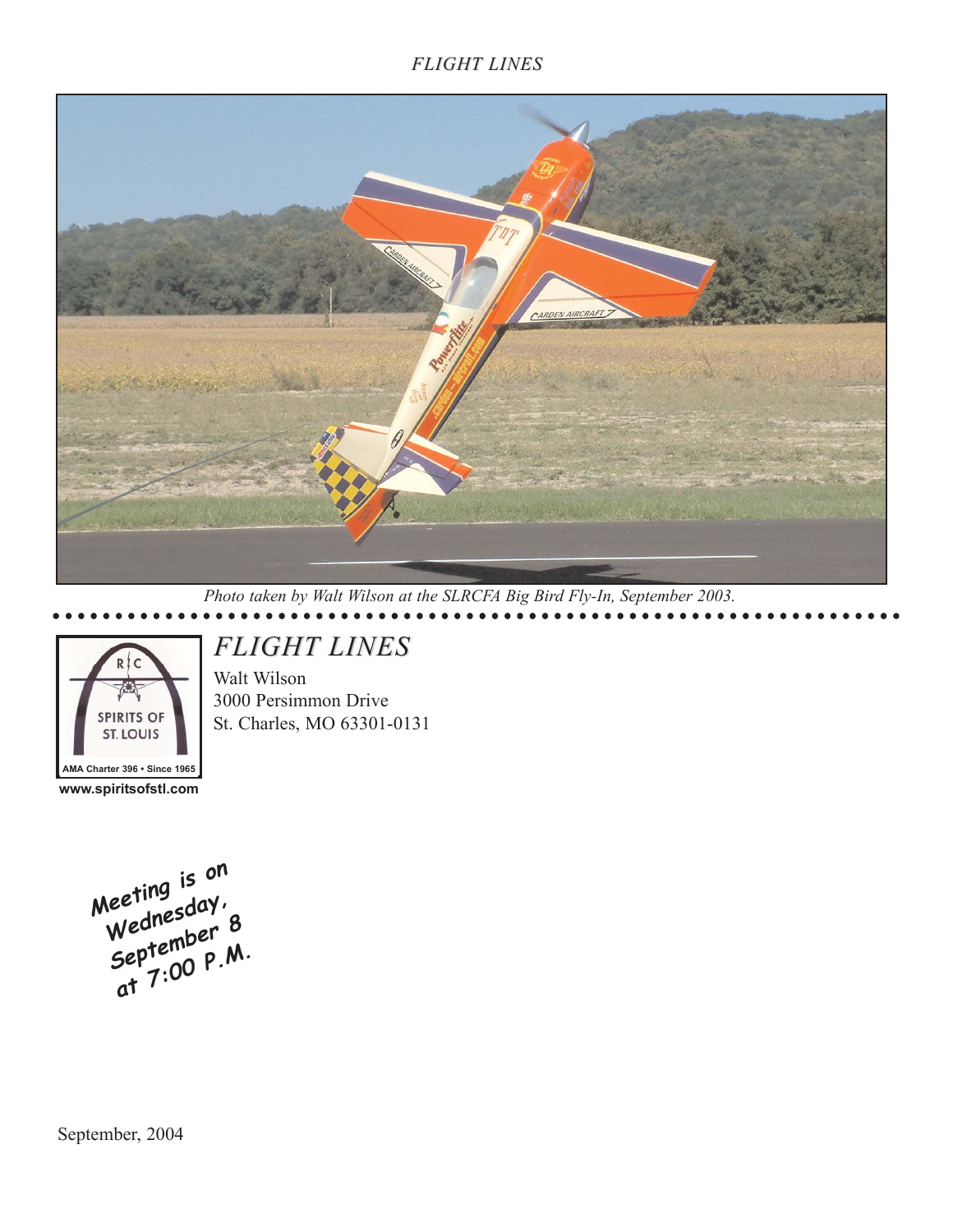*Photo taken by Walt Wilson at the SLRCFA Big Bird Fly-In, September 2003.*

# *FLIGHT LINES*

Walt Wilson
3000 Persimmon Drive
St. Charles, MO 63301-0131

AMA Charter 396 • Since 1965

www.spiritsofstl.com

**Meeting is on Wednesday, September 8 at 7:00 P.M.**

September, 2004